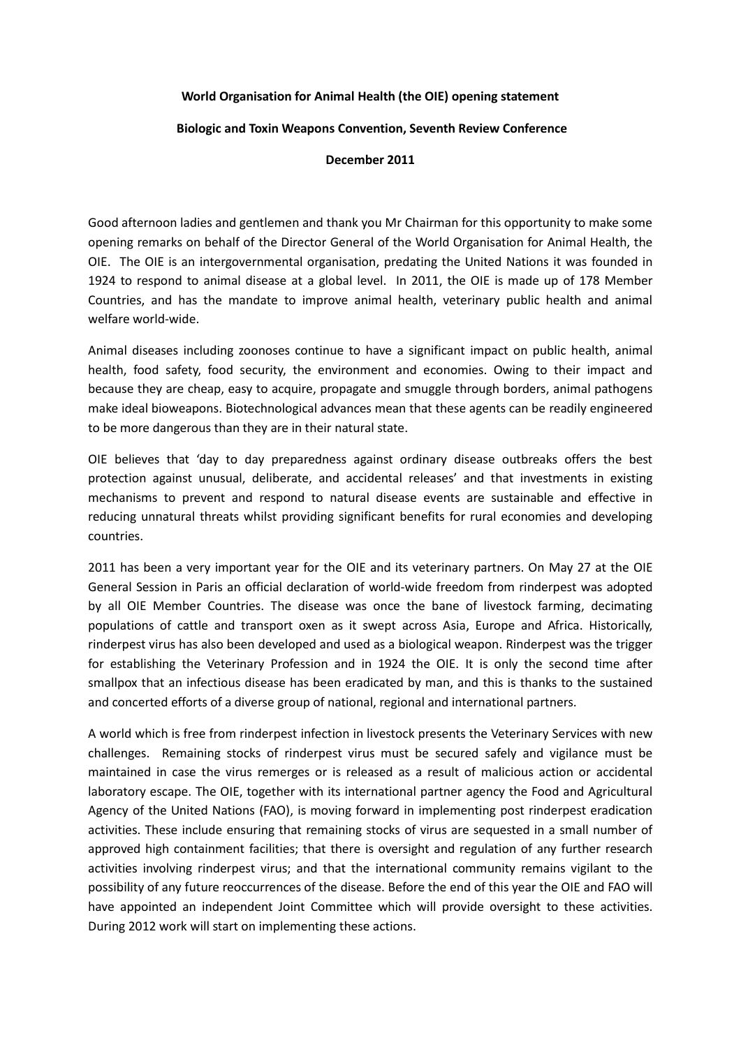**World Organisation for Animal Health (the OIE) opening statement**

**Biologic and Toxin Weapons Convention, Seventh Review Conference**

**December 2011**

Good afternoon ladies and gentlemen and thank you Mr Chairman for this opportunity to make some opening remarks on behalf of the Director General of the World Organisation for Animal Health, the OIE. The OIE is an intergovernmental organisation, predating the United Nations it was founded in 1924 to respond to animal disease at a global level. In 2011, the OIE is made up of 178 Member Countries, and has the mandate to improve animal health, veterinary public health and animal welfare world-wide.

Animal diseases including zoonoses continue to have a significant impact on public health, animal health, food safety, food security, the environment and economies. Owing to their impact and because they are cheap, easy to acquire, propagate and smuggle through borders, animal pathogens make ideal bioweapons. Biotechnological advances mean that these agents can be readily engineered to be more dangerous than they are in their natural state.

OIE believes that 'day to day preparedness against ordinary disease outbreaks offers the best protection against unusual, deliberate, and accidental releases' and that investments in existing mechanisms to prevent and respond to natural disease events are sustainable and effective in reducing unnatural threats whilst providing significant benefits for rural economies and developing countries.

2011 has been a very important year for the OIE and its veterinary partners. On May 27 at the OIE General Session in Paris an official declaration of world-wide freedom from rinderpest was adopted by all OIE Member Countries. The disease was once the bane of livestock farming, decimating populations of cattle and transport oxen as it swept across Asia, Europe and Africa. Historically, rinderpest virus has also been developed and used as a biological weapon. Rinderpest was the trigger for establishing the Veterinary Profession and in 1924 the OIE. It is only the second time after smallpox that an infectious disease has been eradicated by man, and this is thanks to the sustained and concerted efforts of a diverse group of national, regional and international partners.

A world which is free from rinderpest infection in livestock presents the Veterinary Services with new challenges. Remaining stocks of rinderpest virus must be secured safely and vigilance must be maintained in case the virus remerges or is released as a result of malicious action or accidental laboratory escape. The OIE, together with its international partner agency the Food and Agricultural Agency of the United Nations (FAO), is moving forward in implementing post rinderpest eradication activities. These include ensuring that remaining stocks of virus are sequested in a small number of approved high containment facilities; that there is oversight and regulation of any further research activities involving rinderpest virus; and that the international community remains vigilant to the possibility of any future reoccurrences of the disease. Before the end of this year the OIE and FAO will have appointed an independent Joint Committee which will provide oversight to these activities. During 2012 work will start on implementing these actions.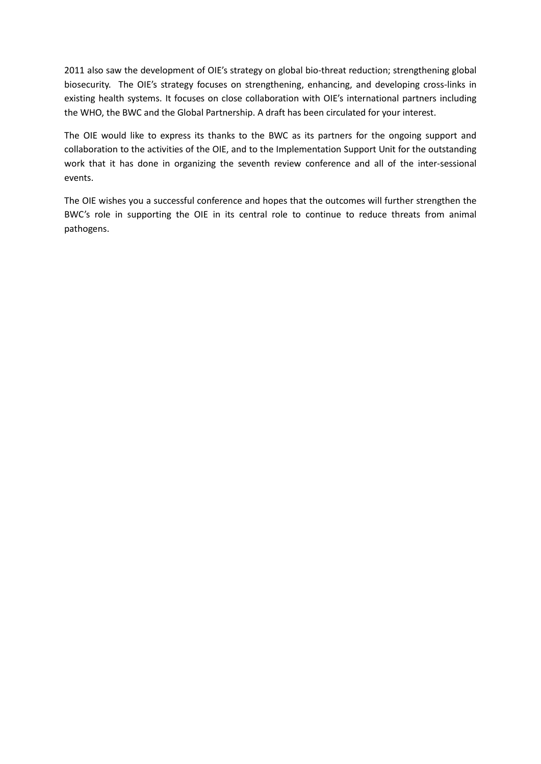2011 also saw the development of OIE's strategy on global bio-threat reduction; strengthening global biosecurity. The OIE's strategy focuses on strengthening, enhancing, and developing cross-links in existing health systems. It focuses on close collaboration with OIE's international partners including the WHO, the BWC and the Global Partnership. A draft has been circulated for your interest.

The OIE would like to express its thanks to the BWC as its partners for the ongoing support and collaboration to the activities of the OIE, and to the Implementation Support Unit for the outstanding work that it has done in organizing the seventh review conference and all of the inter-sessional events.

The OIE wishes you a successful conference and hopes that the outcomes will further strengthen the BWC's role in supporting the OIE in its central role to continue to reduce threats from animal pathogens.